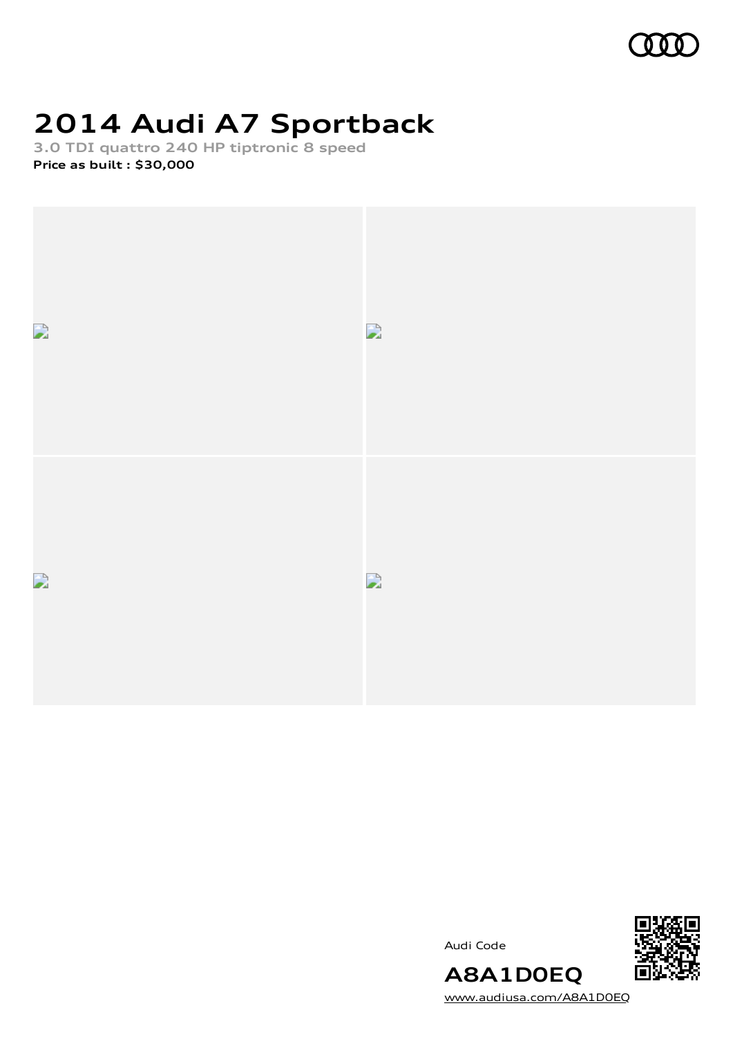# 2014 Audi A7 Sportback

**3.0 TDI quattro 240 HP tiptronic 8 speed**

**Price as built : $30,000**

Audi Code

**A8A1D0EQ**

www.audiusa.com/A8A1D0EQ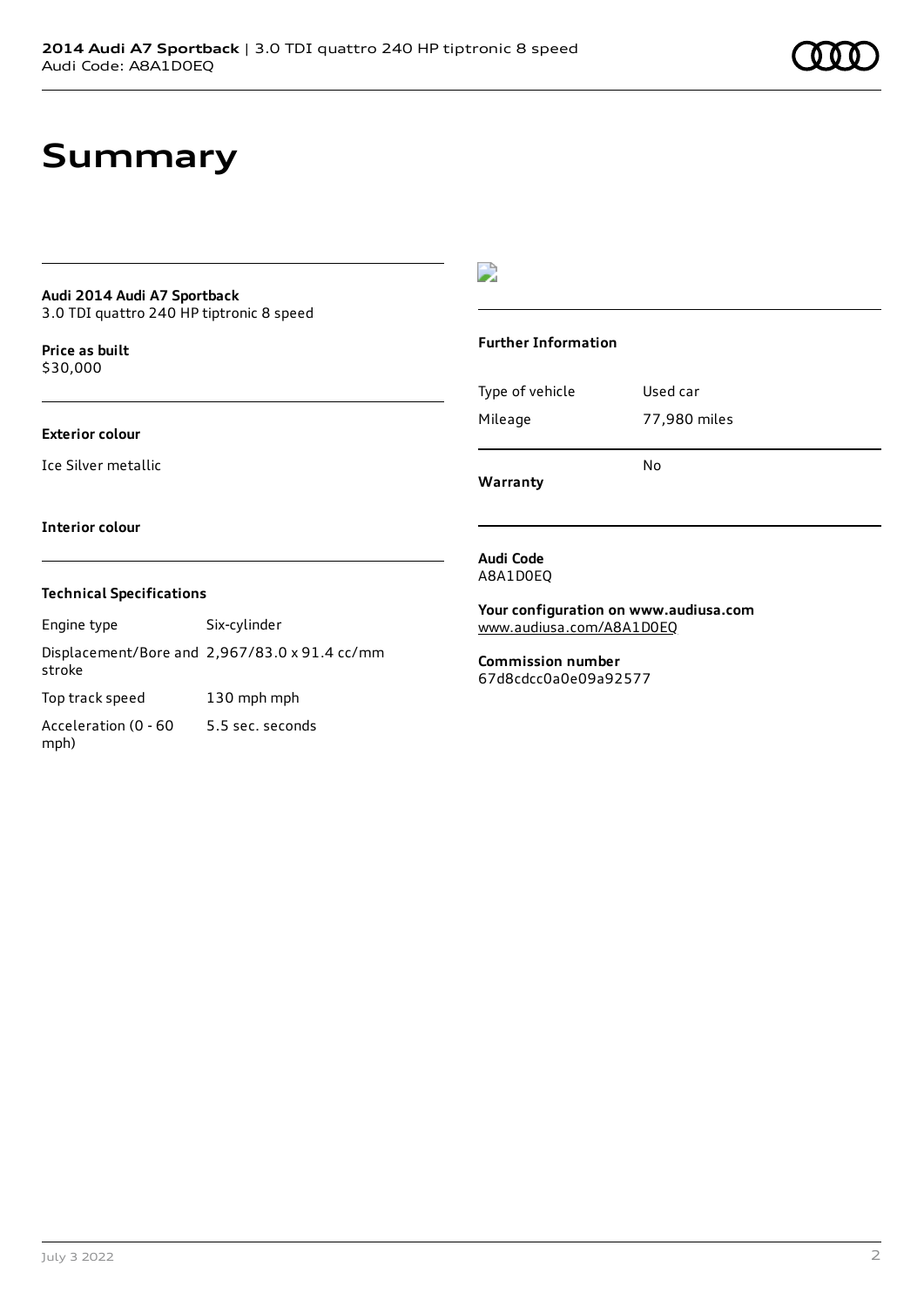# Summary

**Audi 2014 Audi A7 Sportback**
3.0 TDI quattro 240 HP tiptronic 8 speed

**Price as built**
$30,000

**Exterior colour**

Ice Silver metallic

**Interior colour**

**Technical Specifications**

| | |
|---|---|
| Engine type | Six-cylinder |
| Displacement/Bore and stroke | 2,967/83.0 x 91.4 cc/mm |
| Top track speed | 130 mph mph |
| Acceleration (0 - 60 mph) | 5.5 sec. seconds |

**Further Information**

| | |
|---|---|
| Type of vehicle | Used car |
| Mileage | 77,980 miles |
| **Warranty** | No |

**Audi Code**
A8A1D0EQ

**Your configuration on www.audiusa.com**
www.audiusa.com/A8A1D0EQ

**Commission number**
67d8cdcc0a0e09a92577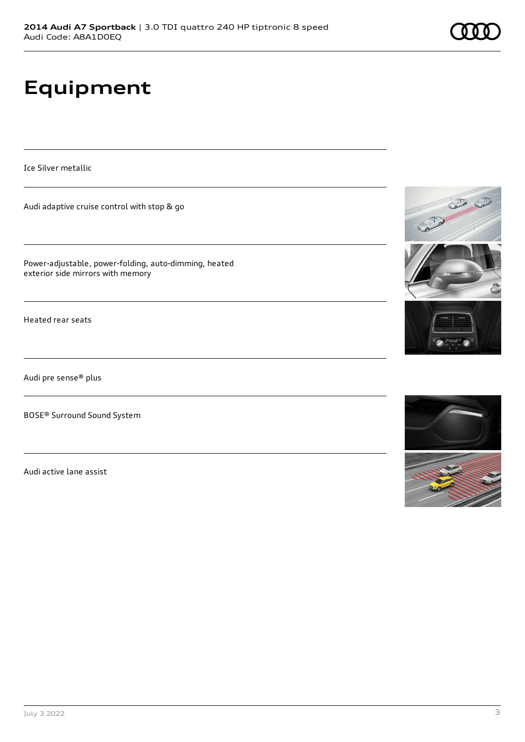# Equipment

Ice Silver metallic

Audi adaptive cruise control with stop & go

Power-adjustable, power-folding, auto-dimming, heated exterior side mirrors with memory

Heated rear seats

Audi pre sense® plus

BOSE® Surround Sound System

Audi active lane assist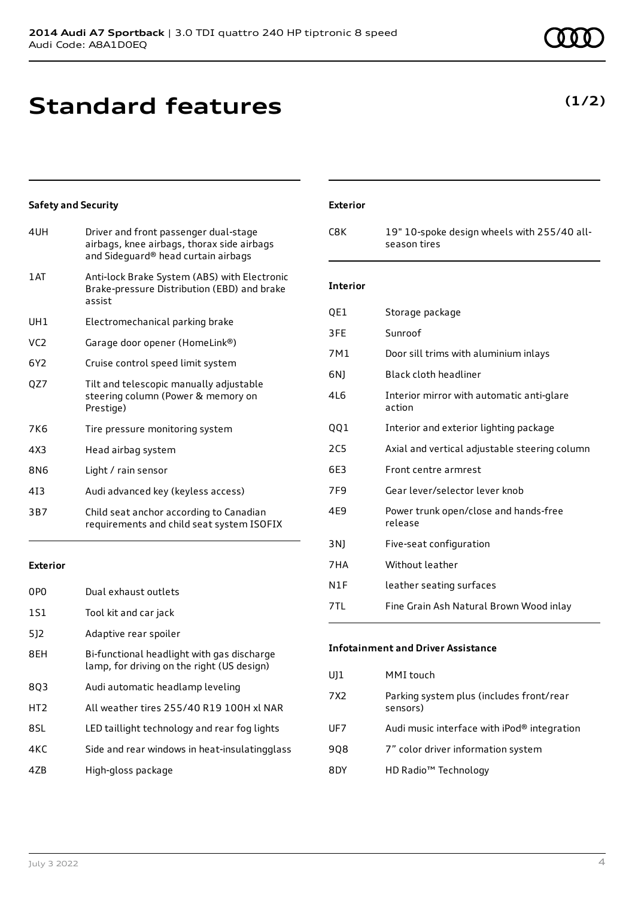# Standard features

**(1/2)**

### Safety and Security

| | |
|---|---|
| 4UH | Driver and front passenger dual-stage airbags, knee airbags, thorax side airbags and Sideguard® head curtain airbags |
| 1AT | Anti-lock Brake System (ABS) with Electronic Brake-pressure Distribution (EBD) and brake assist |
| UH1 | Electromechanical parking brake |
| VC2 | Garage door opener (HomeLink®) |
| 6Y2 | Cruise control speed limit system |
| QZ7 | Tilt and telescopic manually adjustable steering column (Power & memory on Prestige) |
| 7K6 | Tire pressure monitoring system |
| 4X3 | Head airbag system |
| 8N6 | Light / rain sensor |
| 4I3 | Audi advanced key (keyless access) |
| 3B7 | Child seat anchor according to Canadian requirements and child seat system ISOFIX |

### Exterior

| | |
|---|---|
| 0P0 | Dual exhaust outlets |
| 1S1 | Tool kit and car jack |
| 5J2 | Adaptive rear spoiler |
| 8EH | Bi-functional headlight with gas discharge lamp, for driving on the right (US design) |
| 8Q3 | Audi automatic headlamp leveling |
| HT2 | All weather tires 255/40 R19 100H xl NAR |
| 8SL | LED taillight technology and rear fog lights |
| 4KC | Side and rear windows in heat-insulatingglass |
| 4ZB | High-gloss package |

### Exterior

| | |
|---|---|
| C8K | 19" 10-spoke design wheels with 255/40 all-season tires |

### Interior

| | |
|---|---|
| QE1 | Storage package |
| 3FE | Sunroof |
| 7M1 | Door sill trims with aluminium inlays |
| 6NJ | Black cloth headliner |
| 4L6 | Interior mirror with automatic anti-glare action |
| QQ1 | Interior and exterior lighting package |
| 2C5 | Axial and vertical adjustable steering column |
| 6E3 | Front centre armrest |
| 7F9 | Gear lever/selector lever knob |
| 4E9 | Power trunk open/close and hands-free release |
| 3NJ | Five-seat configuration |
| 7HA | Without leather |
| N1F | leather seating surfaces |
| 7TL | Fine Grain Ash Natural Brown Wood inlay |

### Infotainment and Driver Assistance

| | |
|---|---|
| UJ1 | MMI touch |
| 7X2 | Parking system plus (includes front/rear sensors) |
| UF7 | Audi music interface with iPod® integration |
| 9Q8 | 7" color driver information system |
| 8DY | HD Radio™ Technology |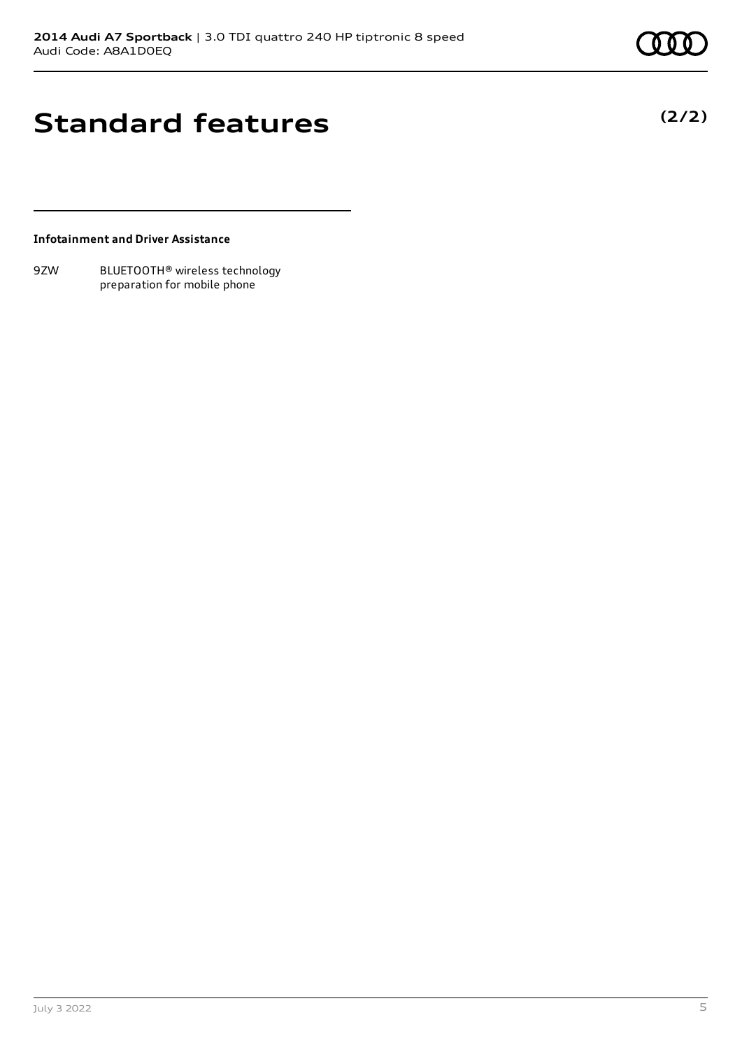# Standard features

**(2/2)**

**Infotainment and Driver Assistance**

| | |
|---|---|
| 9ZW | BLUETOOTH® wireless technology preparation for mobile phone |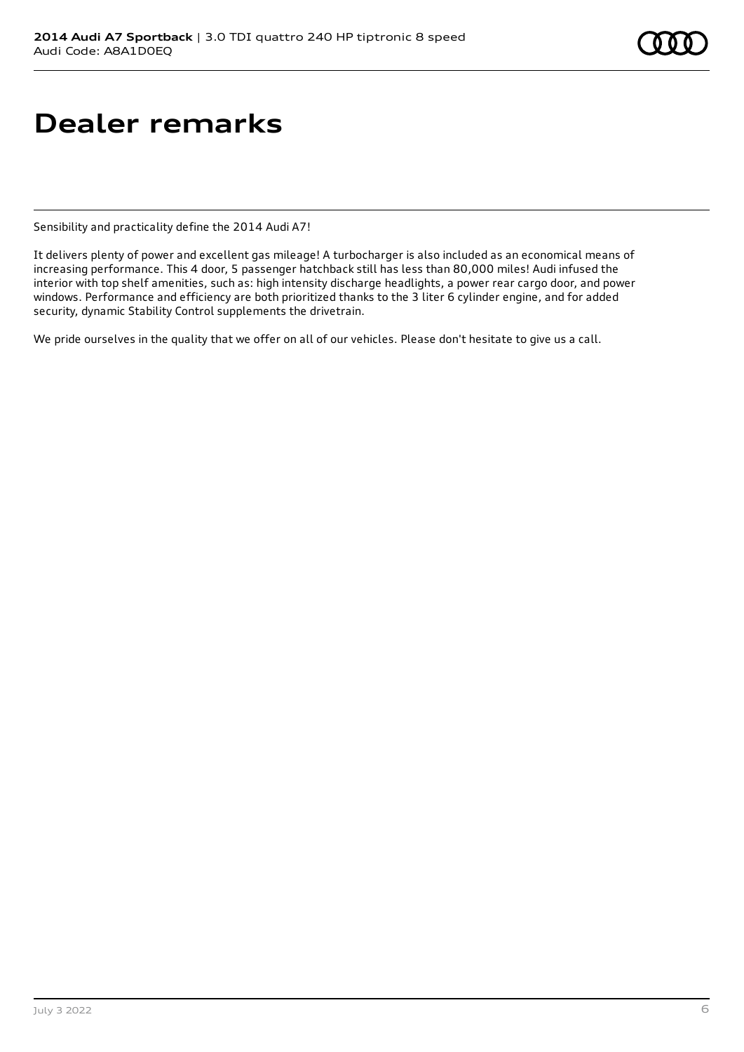# Dealer remarks

Sensibility and practicality define the 2014 Audi A7!

It delivers plenty of power and excellent gas mileage! A turbocharger is also included as an economical means of increasing performance. This 4 door, 5 passenger hatchback still has less than 80,000 miles! Audi infused the interior with top shelf amenities, such as: high intensity discharge headlights, a power rear cargo door, and power windows. Performance and efficiency are both prioritized thanks to the 3 liter 6 cylinder engine, and for added security, dynamic Stability Control supplements the drivetrain.

We pride ourselves in the quality that we offer on all of our vehicles. Please don't hesitate to give us a call.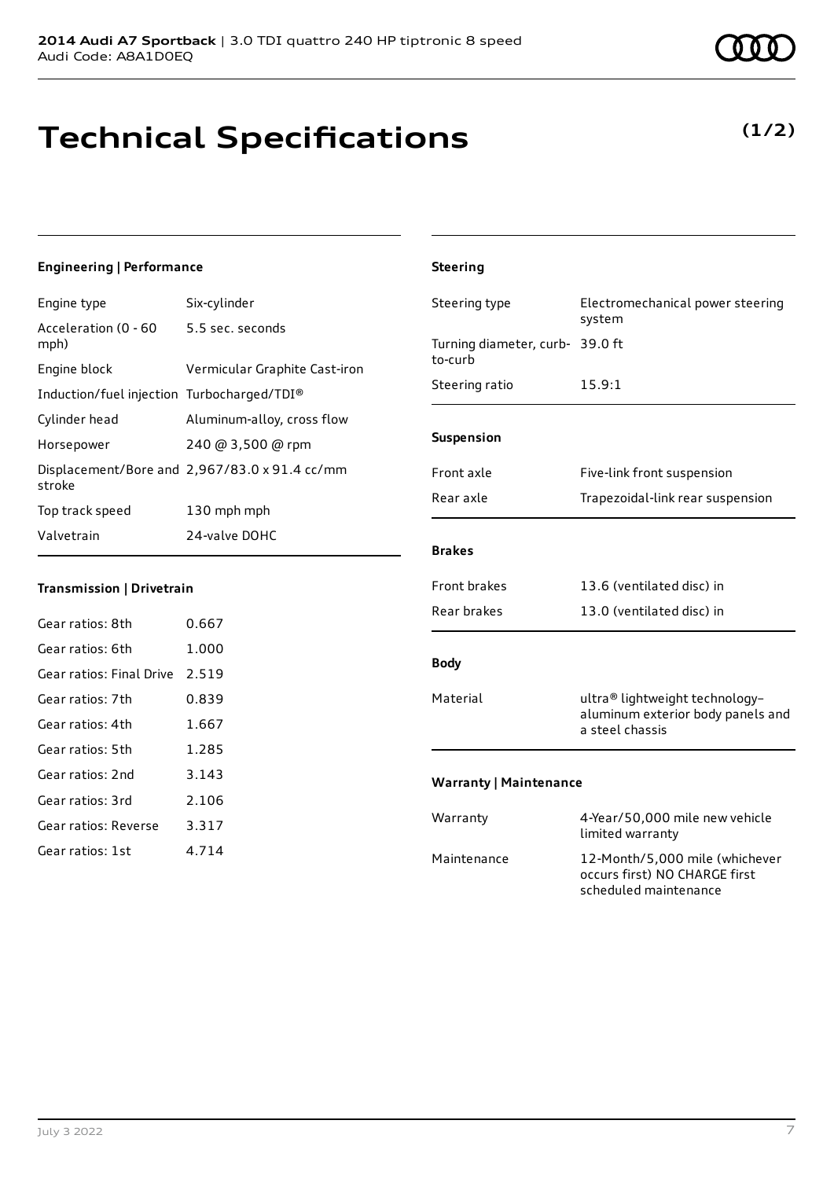# Technical Specifications

**(1/2)**

### Engineering | Performance

| | |
|---|---|
| Engine type | Six-cylinder |
| Acceleration (0 - 60 mph) | 5.5 sec. seconds |
| Engine block | Vermicular Graphite Cast-iron |
| Induction/fuel injection | Turbocharged/TDI® |
| Cylinder head | Aluminum-alloy, cross flow |
| Horsepower | 240 @ 3,500 @ rpm |
| Displacement/Bore and stroke | 2,967/83.0 x 91.4 cc/mm |
| Top track speed | 130 mph mph |
| Valvetrain | 24-valve DOHC |

### Transmission | Drivetrain

| | |
|---|---|
| Gear ratios: 8th | 0.667 |
| Gear ratios: 6th | 1.000 |
| Gear ratios: Final Drive | 2.519 |
| Gear ratios: 7th | 0.839 |
| Gear ratios: 4th | 1.667 |
| Gear ratios: 5th | 1.285 |
| Gear ratios: 2nd | 3.143 |
| Gear ratios: 3rd | 2.106 |
| Gear ratios: Reverse | 3.317 |
| Gear ratios: 1st | 4.714 |

### Steering

| | |
|---|---|
| Steering type | Electromechanical power steering system |
| Turning diameter, curb-to-curb | 39.0 ft |
| Steering ratio | 15.9:1 |

### Suspension

| | |
|---|---|
| Front axle | Five-link front suspension |
| Rear axle | Trapezoidal-link rear suspension |

### Brakes

| | |
|---|---|
| Front brakes | 13.6 (ventilated disc) in |
| Rear brakes | 13.0 (ventilated disc) in |

### Body

| | |
|---|---|
| Material | ultra® lightweight technology–aluminum exterior body panels and a steel chassis |

### Warranty | Maintenance

| | |
|---|---|
| Warranty | 4-Year/50,000 mile new vehicle limited warranty |
| Maintenance | 12-Month/5,000 mile (whichever occurs first) NO CHARGE first scheduled maintenance |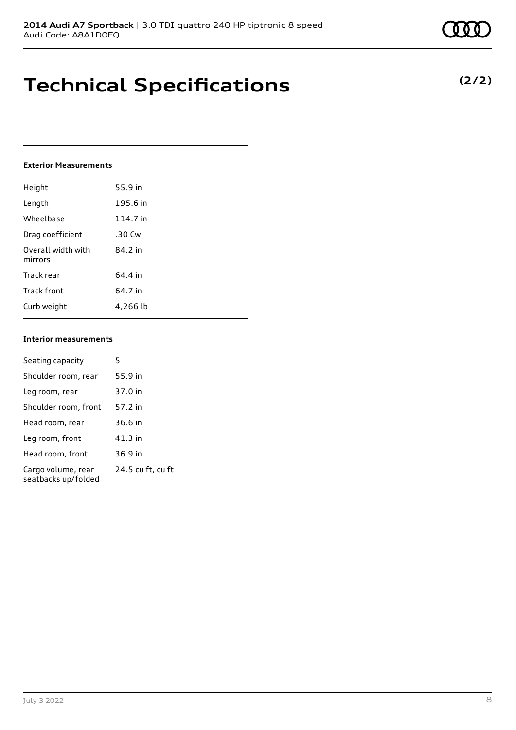# Technical Specifications

**(2/2)**

#### Exterior Measurements

| | |
|---|---|
| Height | 55.9 in |
| Length | 195.6 in |
| Wheelbase | 114.7 in |
| Drag coefficient | .30 Cw |
| Overall width with mirrors | 84.2 in |
| Track rear | 64.4 in |
| Track front | 64.7 in |
| Curb weight | 4,266 lb |

#### Interior measurements

| | |
|---|---|
| Seating capacity | 5 |
| Shoulder room, rear | 55.9 in |
| Leg room, rear | 37.0 in |
| Shoulder room, front | 57.2 in |
| Head room, rear | 36.6 in |
| Leg room, front | 41.3 in |
| Head room, front | 36.9 in |
| Cargo volume, rear seatbacks up/folded | 24.5 cu ft, cu ft |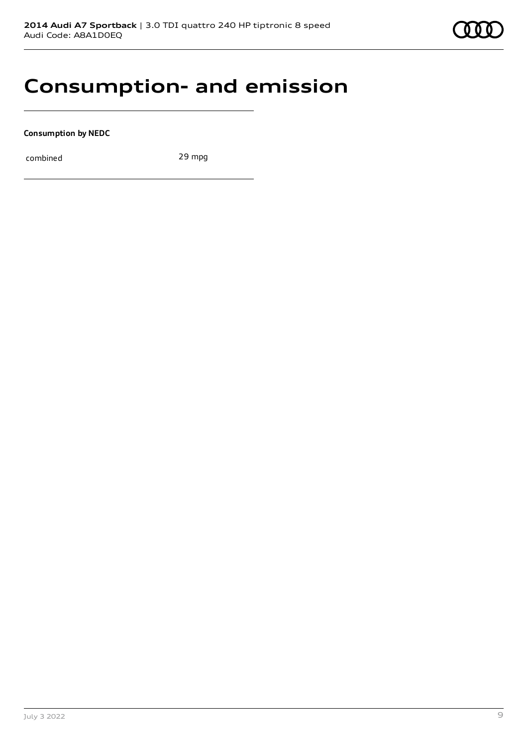# Consumption- and emission

**Consumption by NEDC**

| | |
|---|---|
| combined | 29 mpg |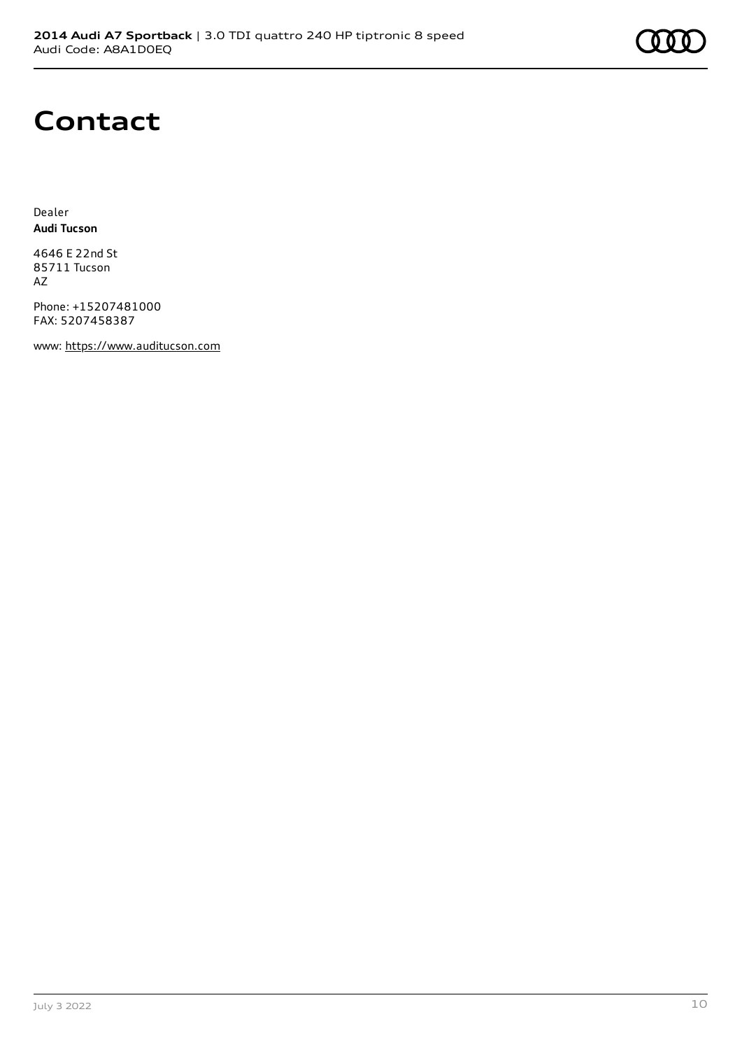# Contact

Dealer
**Audi Tucson**

4646 E 22nd St
85711 Tucson
AZ

Phone: +15207481000
FAX: 5207458387

www: https://www.auditucson.com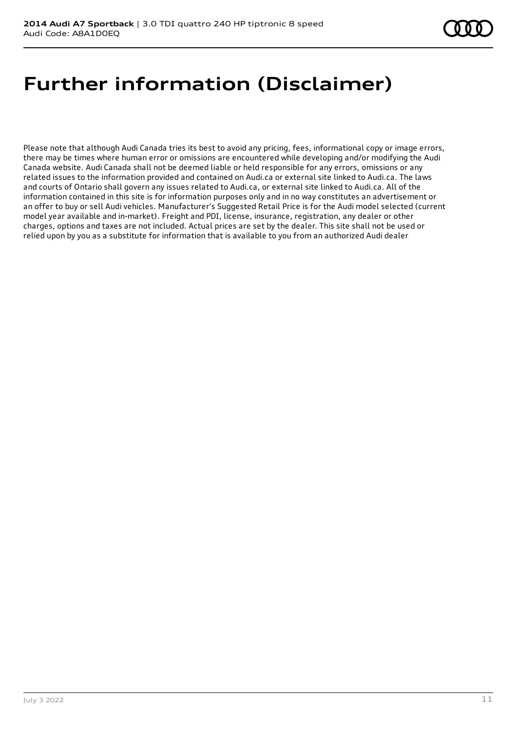# Further information (Disclaimer)

Please note that although Audi Canada tries its best to avoid any pricing, fees, informational copy or image errors, there may be times where human error or omissions are encountered while developing and/or modifying the Audi Canada website. Audi Canada shall not be deemed liable or held responsible for any errors, omissions or any related issues to the information provided and contained on Audi.ca or external site linked to Audi.ca. The laws and courts of Ontario shall govern any issues related to Audi.ca, or external site linked to Audi.ca. All of the information contained in this site is for information purposes only and in no way constitutes an advertisement or an offer to buy or sell Audi vehicles. Manufacturer's Suggested Retail Price is for the Audi model selected (current model year available and in-market). Freight and PDI, license, insurance, registration, any dealer or other charges, options and taxes are not included. Actual prices are set by the dealer. This site shall not be used or relied upon by you as a substitute for information that is available to you from an authorized Audi dealer